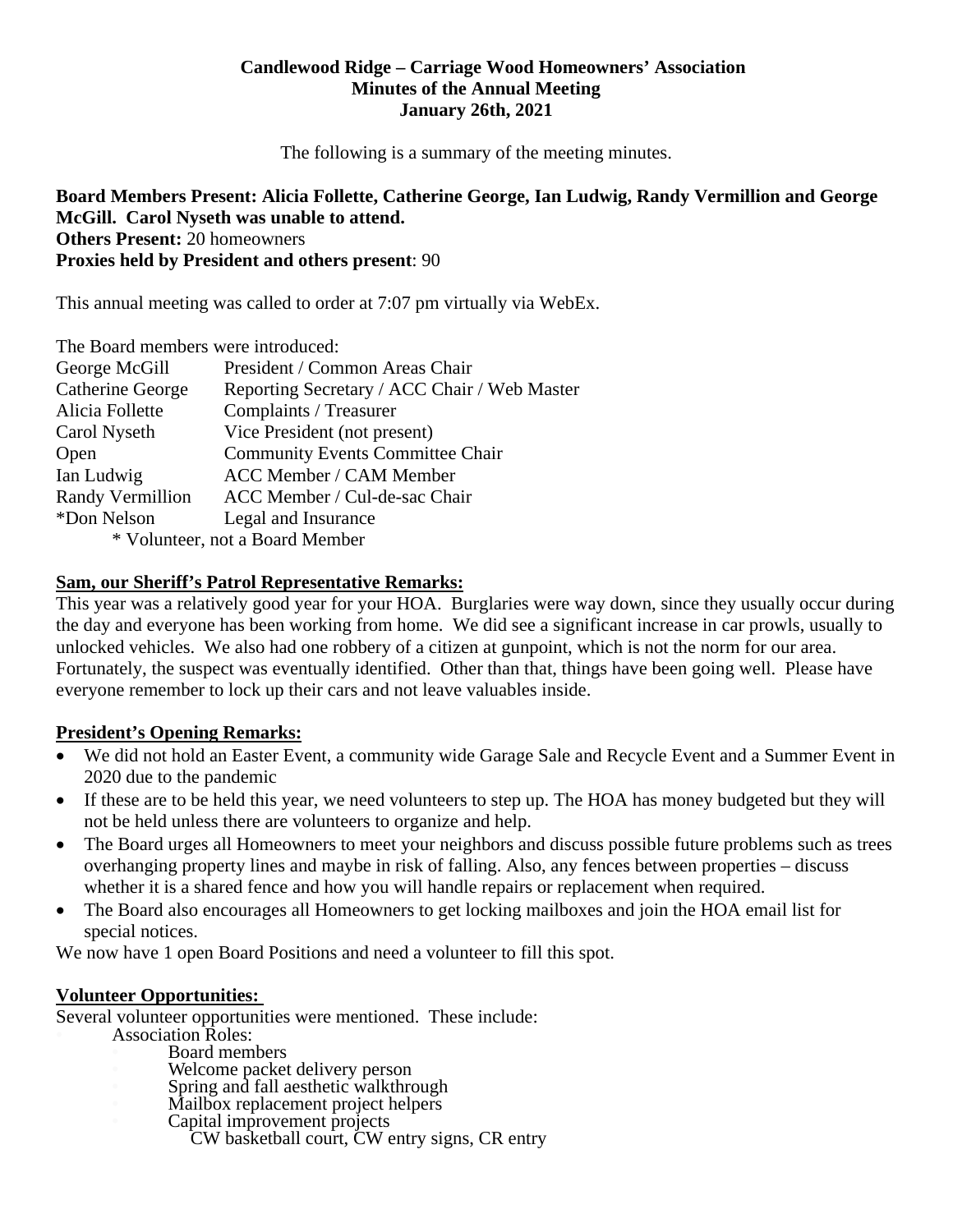# Candlewood Ridge – Carriage Wood Homeowners' Association
## Minutes of the Annual Meeting
### January 26th, 2021

The following is a summary of the meeting minutes.

**Board Members Present: Alicia Follette, Catherine George, Ian Ludwig, Randy Vermillion and George McGill. Carol Nyseth was unable to attend.**
**Others Present:** 20 homeowners
**Proxies held by President and others present**: 90

This annual meeting was called to order at 7:07 pm virtually via WebEx.

The Board members were introduced:

| | |
|---|---|
| George McGill | President / Common Areas Chair |
| Catherine George | Reporting Secretary / ACC Chair / Web Master |
| Alicia Follette | Complaints / Treasurer |
| Carol Nyseth | Vice President (not present) |
| Open | Community Events Committee Chair |
| Ian Ludwig | ACC Member / CAM Member |
| Randy Vermillion | ACC Member / Cul-de-sac Chair |
| *Don Nelson | Legal and Insurance |

\* Volunteer, not a Board Member

**Sam, our Sheriff's Patrol Representative Remarks:**

This year was a relatively good year for your HOA. Burglaries were way down, since they usually occur during the day and everyone has been working from home. We did see a significant increase in car prowls, usually to unlocked vehicles. We also had one robbery of a citizen at gunpoint, which is not the norm for our area. Fortunately, the suspect was eventually identified. Other than that, things have been going well. Please have everyone remember to lock up their cars and not leave valuables inside.

**President's Opening Remarks:**

- We did not hold an Easter Event, a community wide Garage Sale and Recycle Event and a Summer Event in 2020 due to the pandemic
- If these are to be held this year, we need volunteers to step up. The HOA has money budgeted but they will not be held unless there are volunteers to organize and help.
- The Board urges all Homeowners to meet your neighbors and discuss possible future problems such as trees overhanging property lines and maybe in risk of falling. Also, any fences between properties – discuss whether it is a shared fence and how you will handle repairs or replacement when required.
- The Board also encourages all Homeowners to get locking mailboxes and join the HOA email list for special notices.

We now have 1 open Board Positions and need a volunteer to fill this spot.

**Volunteer Opportunities:**

Several volunteer opportunities were mentioned. These include:

- Association Roles:
  - Board members
  - Welcome packet delivery person
  - Spring and fall aesthetic walkthrough
  - Mailbox replacement project helpers
  - Capital improvement projects
    - CW basketball court, CW entry signs, CR entry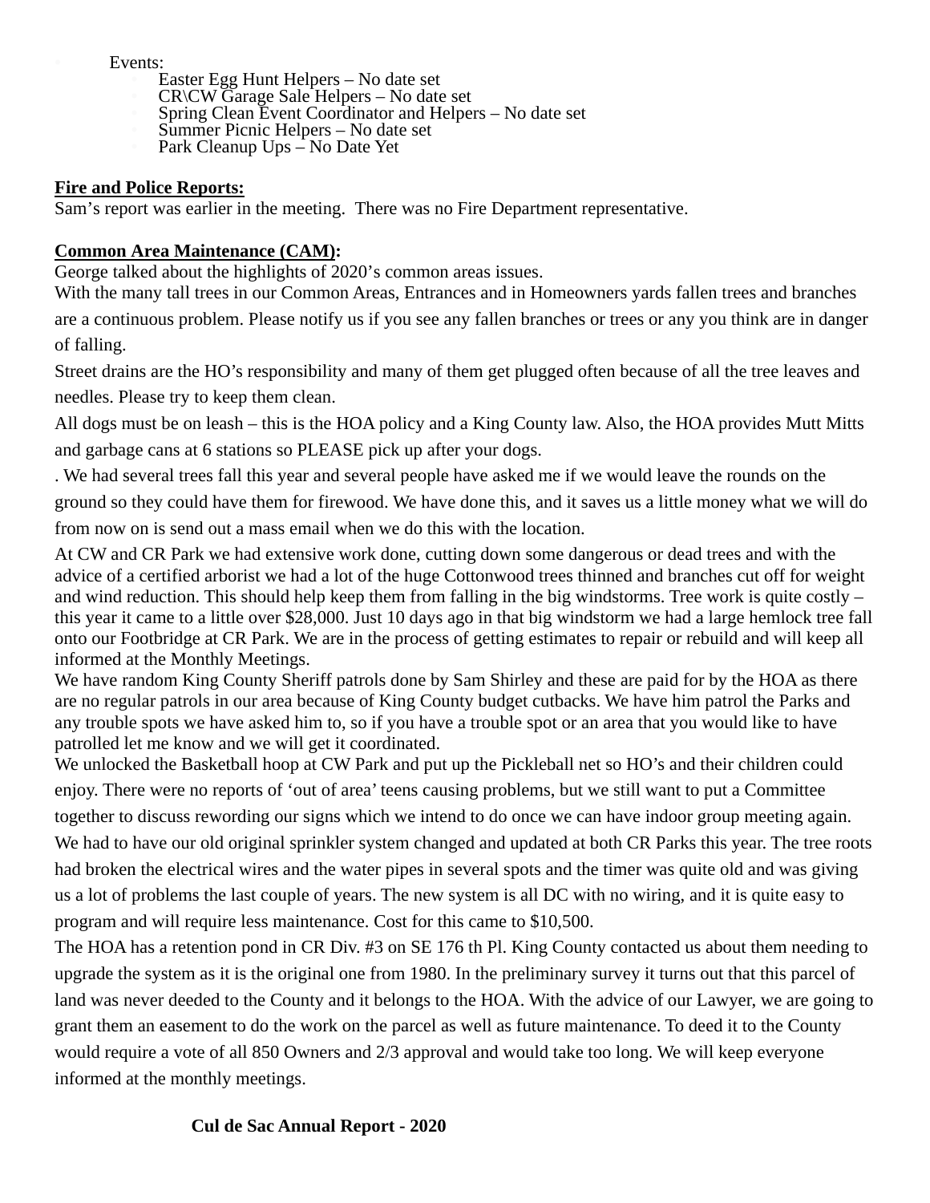- Events:
  - Easter Egg Hunt Helpers – No date set
  - CR\CW Garage Sale Helpers – No date set
  - Spring Clean Event Coordinator and Helpers – No date set
  - Summer Picnic Helpers – No date set
  - Park Cleanup Ups – No Date Yet

**Fire and Police Reports:**

Sam's report was earlier in the meeting. There was no Fire Department representative.

**Common Area Maintenance (CAM):**

George talked about the highlights of 2020's common areas issues.

With the many tall trees in our Common Areas, Entrances and in Homeowners yards fallen trees and branches are a continuous problem. Please notify us if you see any fallen branches or trees or any you think are in danger of falling.

Street drains are the HO's responsibility and many of them get plugged often because of all the tree leaves and needles. Please try to keep them clean.

All dogs must be on leash – this is the HOA policy and a King County law. Also, the HOA provides Mutt Mitts and garbage cans at 6 stations so PLEASE pick up after your dogs.

. We had several trees fall this year and several people have asked me if we would leave the rounds on the ground so they could have them for firewood. We have done this, and it saves us a little money what we will do from now on is send out a mass email when we do this with the location.

At CW and CR Park we had extensive work done, cutting down some dangerous or dead trees and with the advice of a certified arborist we had a lot of the huge Cottonwood trees thinned and branches cut off for weight and wind reduction. This should help keep them from falling in the big windstorms. Tree work is quite costly – this year it came to a little over $28,000. Just 10 days ago in that big windstorm we had a large hemlock tree fall onto our Footbridge at CR Park. We are in the process of getting estimates to repair or rebuild and will keep all informed at the Monthly Meetings.

We have random King County Sheriff patrols done by Sam Shirley and these are paid for by the HOA as there are no regular patrols in our area because of King County budget cutbacks. We have him patrol the Parks and any trouble spots we have asked him to, so if you have a trouble spot or an area that you would like to have patrolled let me know and we will get it coordinated.

We unlocked the Basketball hoop at CW Park and put up the Pickleball net so HO's and their children could enjoy. There were no reports of 'out of area' teens causing problems, but we still want to put a Committee together to discuss rewording our signs which we intend to do once we can have indoor group meeting again.

We had to have our old original sprinkler system changed and updated at both CR Parks this year. The tree roots had broken the electrical wires and the water pipes in several spots and the timer was quite old and was giving us a lot of problems the last couple of years. The new system is all DC with no wiring, and it is quite easy to program and will require less maintenance. Cost for this came to $10,500.

The HOA has a retention pond in CR Div. #3 on SE 176 th Pl. King County contacted us about them needing to upgrade the system as it is the original one from 1980. In the preliminary survey it turns out that this parcel of land was never deeded to the County and it belongs to the HOA. With the advice of our Lawyer, we are going to grant them an easement to do the work on the parcel as well as future maintenance. To deed it to the County would require a vote of all 850 Owners and 2/3 approval and would take too long. We will keep everyone informed at the monthly meetings.

**Cul de Sac Annual Report - 2020**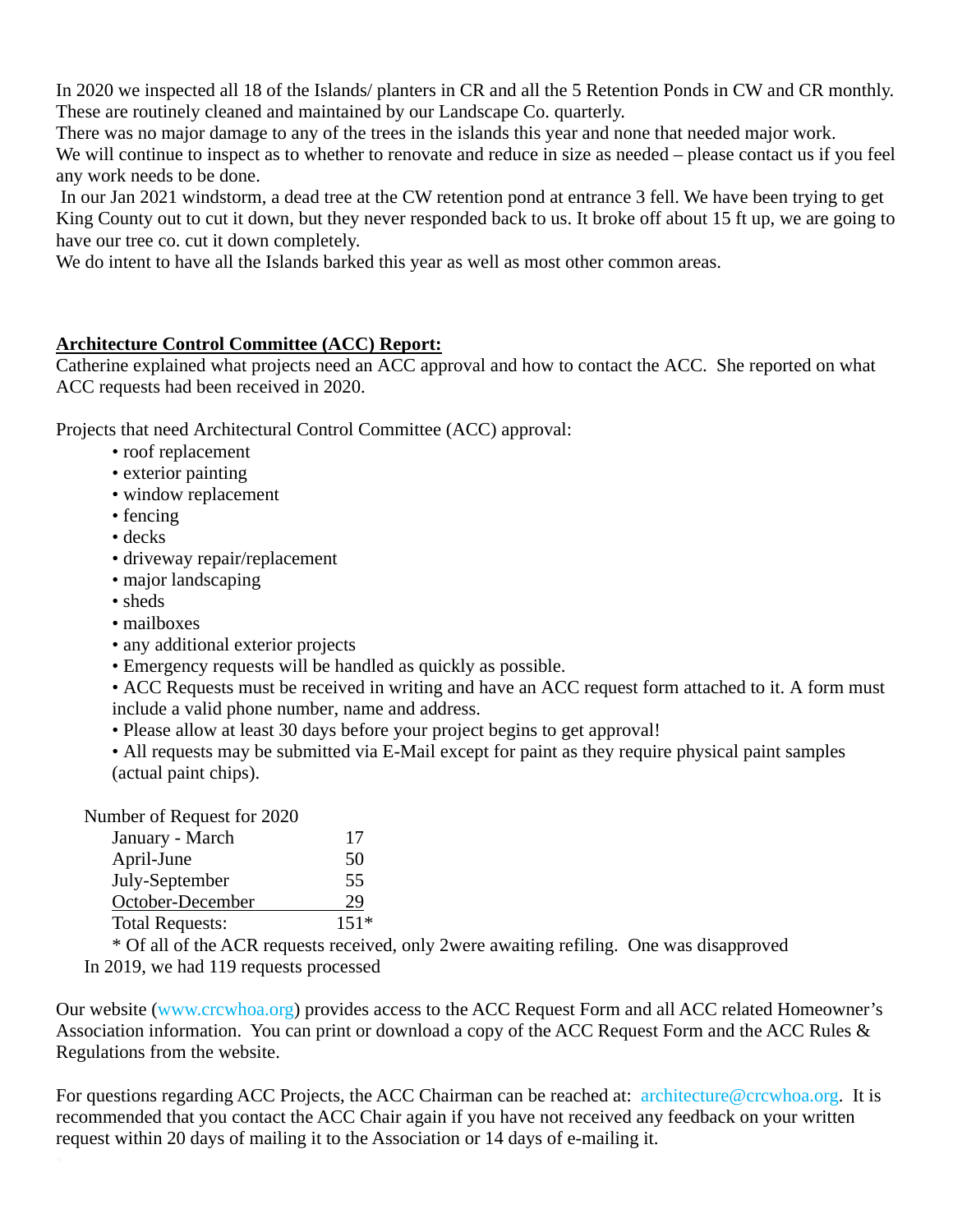In 2020 we inspected all 18 of the Islands/ planters in CR and all the 5 Retention Ponds in CW and CR monthly. These are routinely cleaned and maintained by our Landscape Co. quarterly.
There was no major damage to any of the trees in the islands this year and none that needed major work.
We will continue to inspect as to whether to renovate and reduce in size as needed – please contact us if you feel any work needs to be done.
In our Jan 2021 windstorm, a dead tree at the CW retention pond at entrance 3 fell. We have been trying to get King County out to cut it down, but they never responded back to us. It broke off about 15 ft up, we are going to have our tree co. cut it down completely.
We do intent to have all the Islands barked this year as well as most other common areas.

**Architecture Control Committee (ACC) Report:**

Catherine explained what projects need an ACC approval and how to contact the ACC. She reported on what ACC requests had been received in 2020.

Projects that need Architectural Control Committee (ACC) approval:

- roof replacement
- exterior painting
- window replacement
- fencing
- decks
- driveway repair/replacement
- major landscaping
- sheds
- mailboxes
- any additional exterior projects
- Emergency requests will be handled as quickly as possible.
- ACC Requests must be received in writing and have an ACC request form attached to it. A form must include a valid phone number, name and address.
- Please allow at least 30 days before your project begins to get approval!
- All requests may be submitted via E-Mail except for paint as they require physical paint samples (actual paint chips).

Number of Request for 2020

| | |
|---|---|
| January - March | 17 |
| April-June | 50 |
| July-September | 55 |
| October-December | 29 |
| Total Requests: | 151* |

\* Of all of the ACR requests received, only 2were awaiting refiling. One was disapproved

In 2019, we had 119 requests processed

Our website (www.crcwhoa.org) provides access to the ACC Request Form and all ACC related Homeowner's Association information. You can print or download a copy of the ACC Request Form and the ACC Rules & Regulations from the website.

For questions regarding ACC Projects, the ACC Chairman can be reached at: architecture@crcwhoa.org. It is recommended that you contact the ACC Chair again if you have not received any feedback on your written request within 20 days of mailing it to the Association or 14 days of e-mailing it.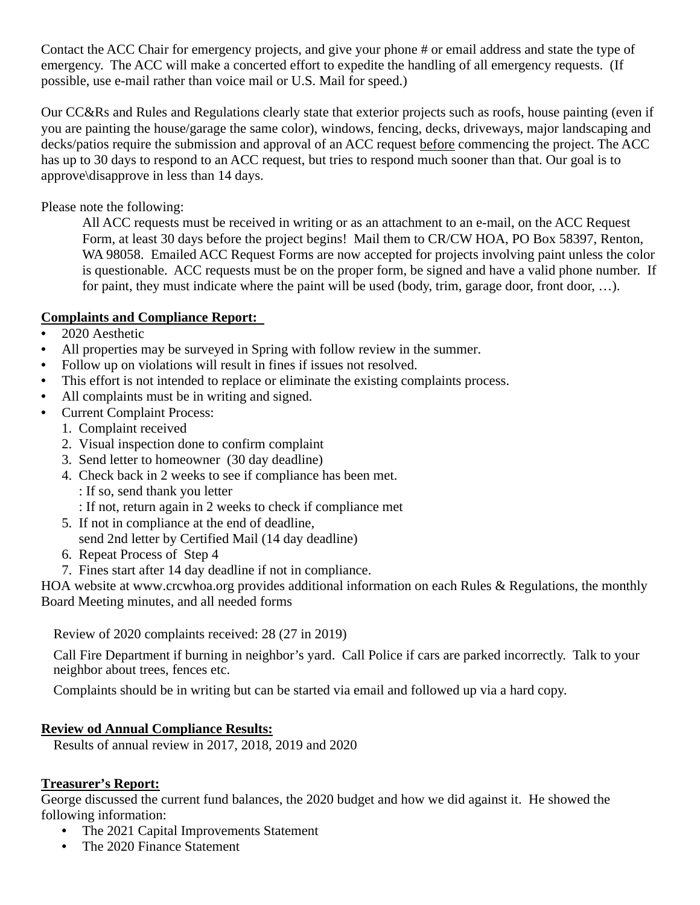Contact the ACC Chair for emergency projects, and give your phone # or email address and state the type of emergency. The ACC will make a concerted effort to expedite the handling of all emergency requests. (If possible, use e-mail rather than voice mail or U.S. Mail for speed.)

Our CC&Rs and Rules and Regulations clearly state that exterior projects such as roofs, house painting (even if you are painting the house/garage the same color), windows, fencing, decks, driveways, major landscaping and decks/patios require the submission and approval of an ACC request before commencing the project. The ACC has up to 30 days to respond to an ACC request, but tries to respond much sooner than that. Our goal is to approve\disapprove in less than 14 days.

Please note the following:

> All ACC requests must be received in writing or as an attachment to an e-mail, on the ACC Request Form, at least 30 days before the project begins! Mail them to CR/CW HOA, PO Box 58397, Renton, WA 98058. Emailed ACC Request Forms are now accepted for projects involving paint unless the color is questionable. ACC requests must be on the proper form, be signed and have a valid phone number. If for paint, they must indicate where the paint will be used (body, trim, garage door, front door, …).

**Complaints and Compliance Report:**

- 2020 Aesthetic
- All properties may be surveyed in Spring with follow review in the summer.
- Follow up on violations will result in fines if issues not resolved.
- This effort is not intended to replace or eliminate the existing complaints process.
- All complaints must be in writing and signed.
- Current Complaint Process:
  1. Complaint received
  2. Visual inspection done to confirm complaint
  3. Send letter to homeowner (30 day deadline)
  4. Check back in 2 weeks to see if compliance has been met.
     : If so, send thank you letter
     : If not, return again in 2 weeks to check if compliance met
  5. If not in compliance at the end of deadline,
     send 2nd letter by Certified Mail (14 day deadline)
  6. Repeat Process of Step 4
  7. Fines start after 14 day deadline if not in compliance.

HOA website at www.crcwhoa.org provides additional information on each Rules & Regulations, the monthly Board Meeting minutes, and all needed forms

Review of 2020 complaints received: 28 (27 in 2019)

Call Fire Department if burning in neighbor's yard. Call Police if cars are parked incorrectly. Talk to your neighbor about trees, fences etc.

Complaints should be in writing but can be started via email and followed up via a hard copy.

**Review od Annual Compliance Results:**

Results of annual review in 2017, 2018, 2019 and 2020

**Treasurer's Report:**

George discussed the current fund balances, the 2020 budget and how we did against it. He showed the following information:

- The 2021 Capital Improvements Statement
- The 2020 Finance Statement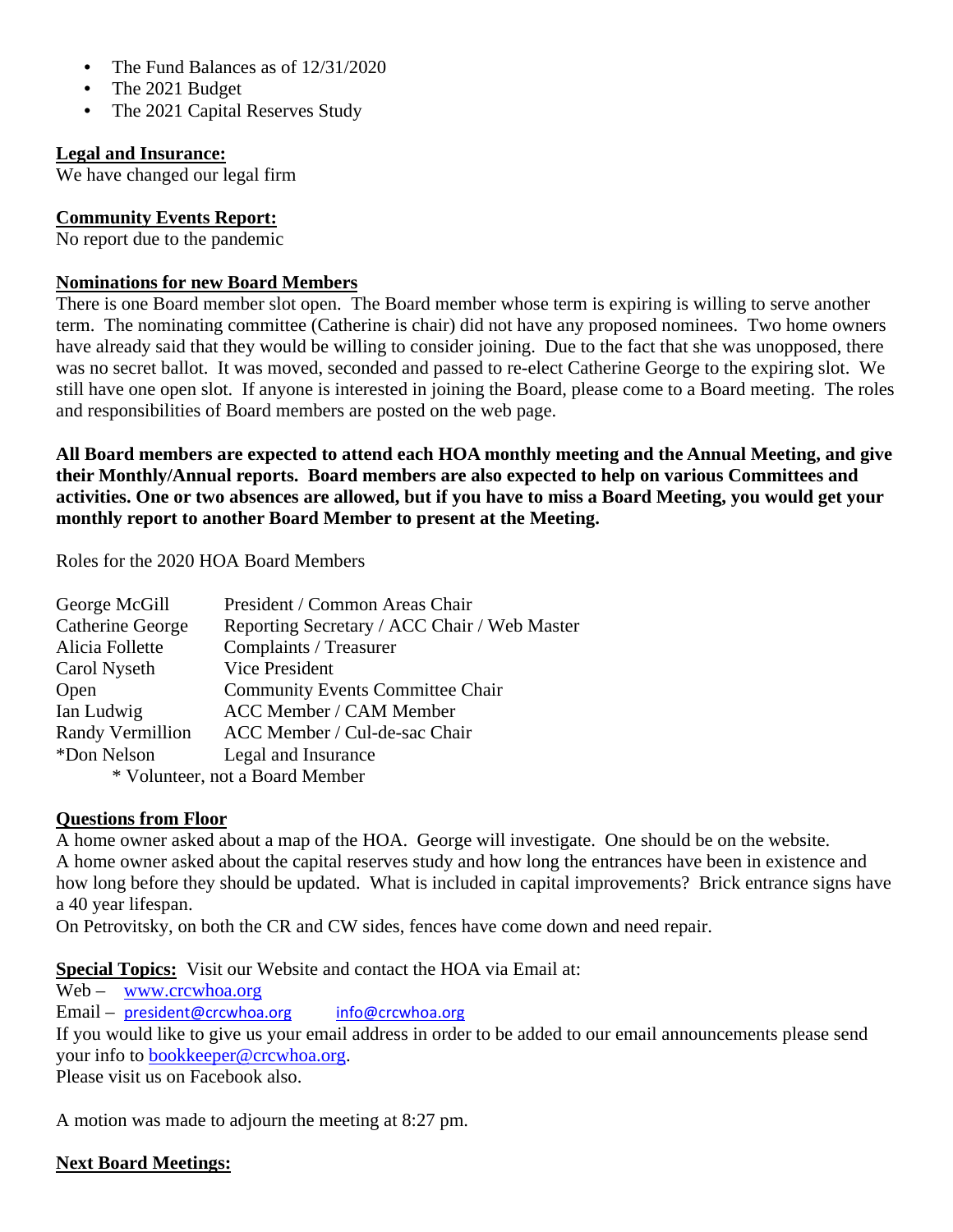- The Fund Balances as of 12/31/2020
- The 2021 Budget
- The 2021 Capital Reserves Study

**Legal and Insurance:**

We have changed our legal firm

**Community Events Report:**

No report due to the pandemic

**Nominations for new Board Members**

There is one Board member slot open. The Board member whose term is expiring is willing to serve another term. The nominating committee (Catherine is chair) did not have any proposed nominees. Two home owners have already said that they would be willing to consider joining. Due to the fact that she was unopposed, there was no secret ballot. It was moved, seconded and passed to re-elect Catherine George to the expiring slot. We still have one open slot. If anyone is interested in joining the Board, please come to a Board meeting. The roles and responsibilities of Board members are posted on the web page.

**All Board members are expected to attend each HOA monthly meeting and the Annual Meeting, and give their Monthly/Annual reports. Board members are also expected to help on various Committees and activities. One or two absences are allowed, but if you have to miss a Board Meeting, you would get your monthly report to another Board Member to present at the Meeting.**

Roles for the 2020 HOA Board Members

| | |
|---|---|
| George McGill | President / Common Areas Chair |
| Catherine George | Reporting Secretary / ACC Chair / Web Master |
| Alicia Follette | Complaints / Treasurer |
| Carol Nyseth | Vice President |
| Open | Community Events Committee Chair |
| Ian Ludwig | ACC Member / CAM Member |
| Randy Vermillion | ACC Member / Cul-de-sac Chair |
| *Don Nelson | Legal and Insurance |

\* Volunteer, not a Board Member

**Questions from Floor**

A home owner asked about a map of the HOA. George will investigate. One should be on the website.
A home owner asked about the capital reserves study and how long the entrances have been in existence and how long before they should be updated. What is included in capital improvements? Brick entrance signs have a 40 year lifespan.
On Petrovitsky, on both the CR and CW sides, fences have come down and need repair.

**Special Topics:** Visit our Website and contact the HOA via Email at:

Web – www.crcwhoa.org
Email – president@crcwhoa.org info@crcwhoa.org
If you would like to give us your email address in order to be added to our email announcements please send your info to bookkeeper@crcwhoa.org.
Please visit us on Facebook also.

A motion was made to adjourn the meeting at 8:27 pm.

**Next Board Meetings:**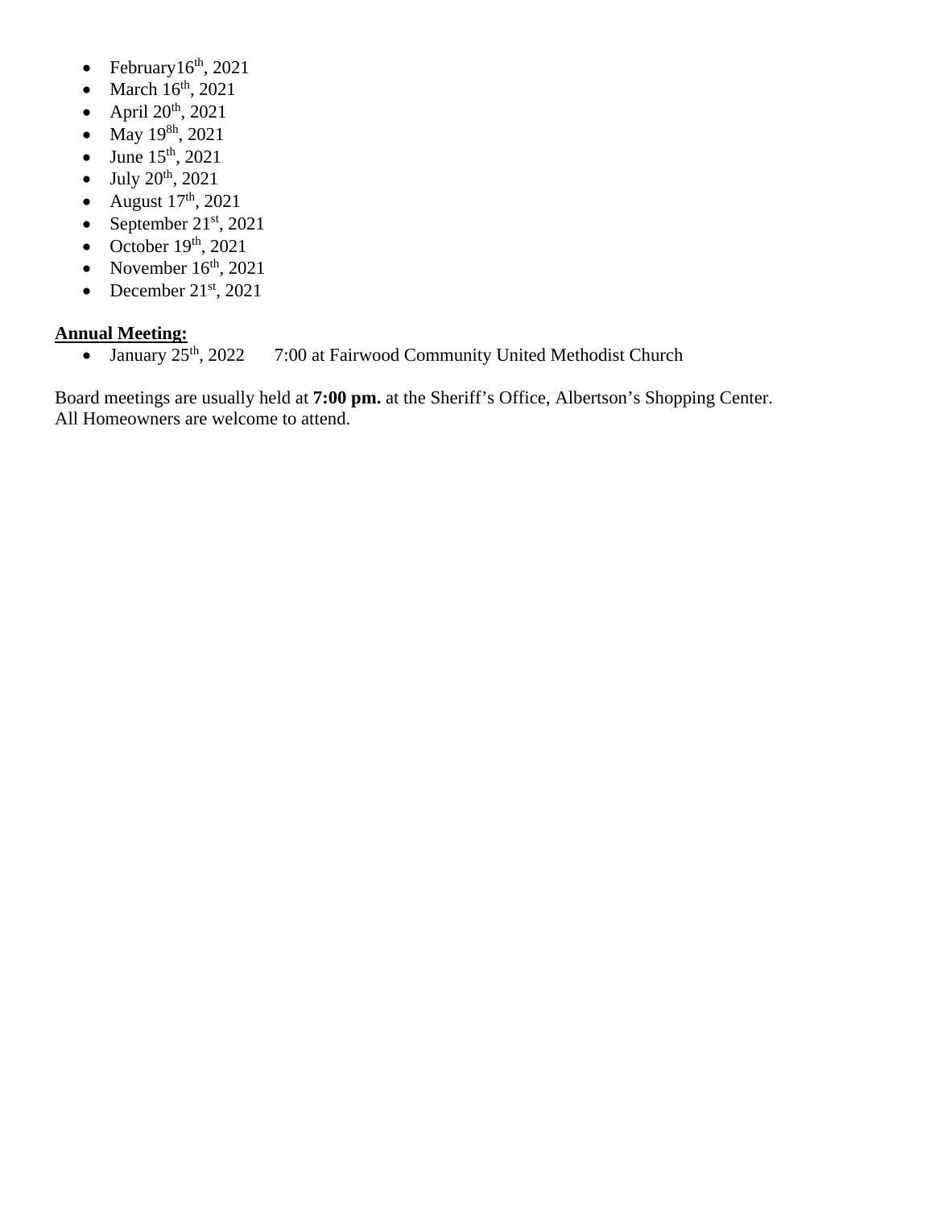- February16th, 2021
- March 16th, 2021
- April 20th, 2021
- May 198h, 2021
- June 15th, 2021
- July 20th, 2021
- August 17th, 2021
- September 21st, 2021
- October 19th, 2021
- November 16th, 2021
- December 21st, 2021

**Annual Meeting:**

- January 25th, 2022 7:00 at Fairwood Community United Methodist Church

Board meetings are usually held at **7:00 pm.** at the Sheriff's Office, Albertson's Shopping Center. All Homeowners are welcome to attend.